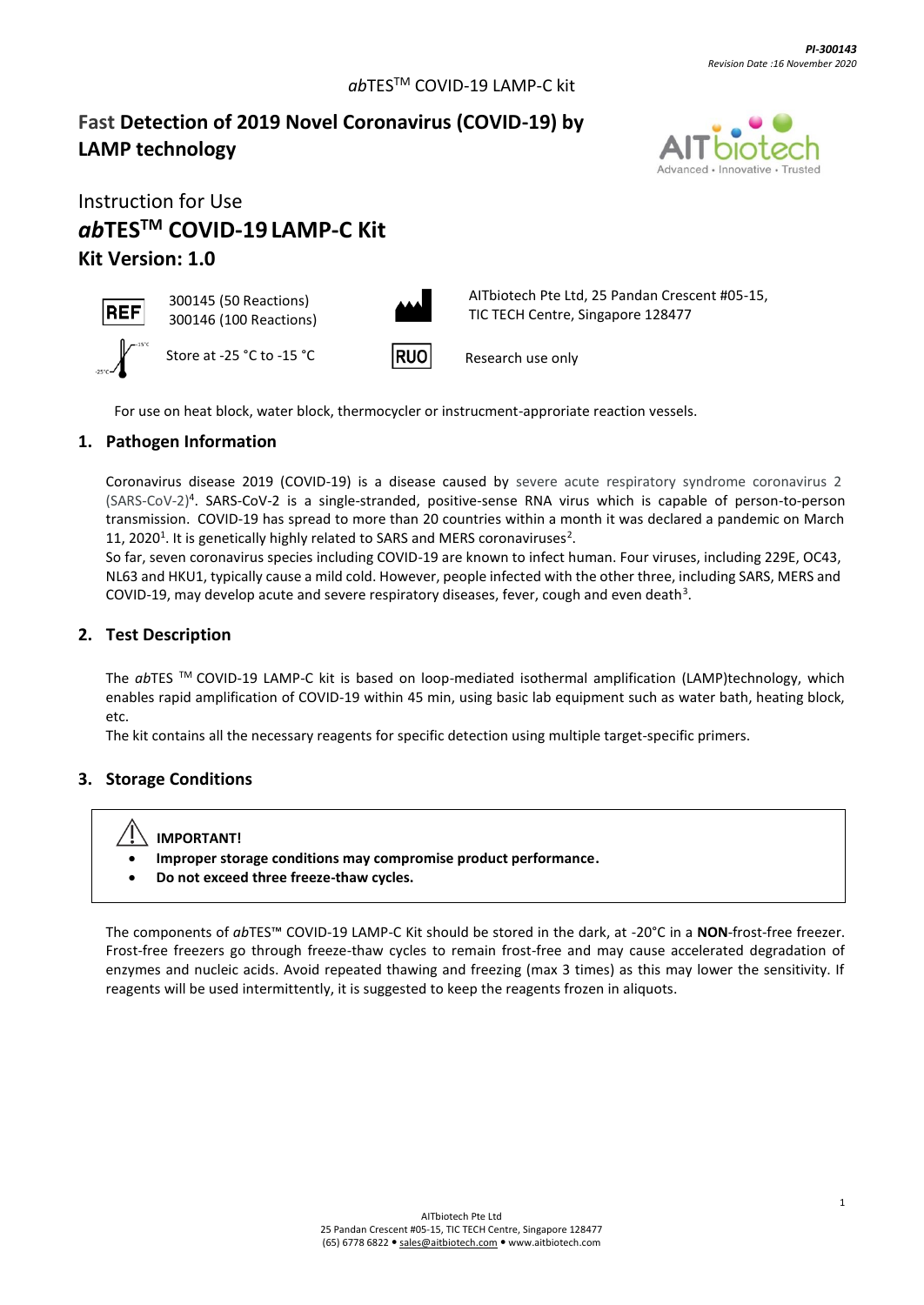PI-300143
Revision Date :16 November 2020

*ab*TES™ COVID-19 LAMP-C kit

# Fast Detection of 2019 Novel Coronavirus (COVID-19) by LAMP technology

Instruction for Use

## *ab*TES™ COVID-19 LAMP-C Kit

**Kit Version: 1.0**

| | | | |
|---|---|---|---|
| REF | 300145 (50 Reactions)<br>300146 (100 Reactions) | Manufacturer | AITbiotech Pte Ltd, 25 Pandan Crescent #05-15, TIC TECH Centre, Singapore 128477 |
| Temperature limit (-25 °C / -15 °C) | Store at -25 °C to -15 °C | RUO | Research use only |

For use on heat block, water block, thermocycler or instrucment-approriate reaction vessels.

## 1. Pathogen Information

Coronavirus disease 2019 (COVID-19) is a disease caused by severe acute respiratory syndrome coronavirus 2 (SARS-CoV-2)[4]. SARS-CoV-2 is a single-stranded, positive-sense RNA virus which is capable of person-to-person transmission. COVID-19 has spread to more than 20 countries within a month it was declared a pandemic on March 11, 2020[1]. It is genetically highly related to SARS and MERS coronaviruses[2].

So far, seven coronavirus species including COVID-19 are known to infect human. Four viruses, including 229E, OC43, NL63 and HKU1, typically cause a mild cold. However, people infected with the other three, including SARS, MERS and COVID-19, may develop acute and severe respiratory diseases, fever, cough and even death[3].

## 2. Test Description

The *ab*TES ™ COVID-19 LAMP-C kit is based on loop-mediated isothermal amplification (LAMP)technology, which enables rapid amplification of COVID-19 within 45 min, using basic lab equipment such as water bath, heating block, etc.

The kit contains all the necessary reagents for specific detection using multiple target-specific primers.

## 3. Storage Conditions

> **IMPORTANT!**
> - **Improper storage conditions may compromise product performance.**
> - **Do not exceed three freeze-thaw cycles.**

The components of *ab*TES™ COVID-19 LAMP-C Kit should be stored in the dark, at -20°C in a **NON**-frost-free freezer. Frost-free freezers go through freeze-thaw cycles to remain frost-free and may cause accelerated degradation of enzymes and nucleic acids. Avoid repeated thawing and freezing (max 3 times) as this may lower the sensitivity. If reagents will be used intermittently, it is suggested to keep the reagents frozen in aliquots.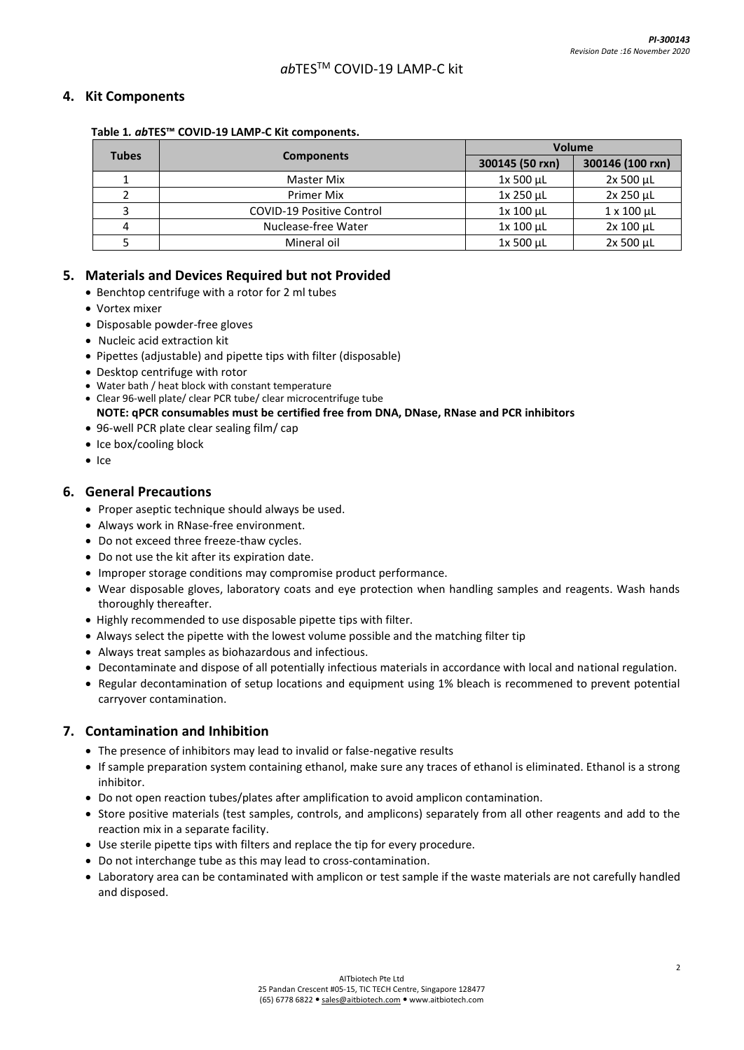## 4. Kit Components

**Table 1. *ab*TES™ COVID-19 LAMP-C Kit components.**

| Tubes | Components | Volume | |
|---|---|---|---|
| | | 300145 (50 rxn) | 300146 (100 rxn) |
| 1 | Master Mix | 1x 500 µL | 2x 500 µL |
| 2 | Primer Mix | 1x 250 µL | 2x 250 µL |
| 3 | COVID-19 Positive Control | 1x 100 µL | 1 x 100 µL |
| 4 | Nuclease-free Water | 1x 100 µL | 2x 100 µL |
| 5 | Mineral oil | 1x 500 µL | 2x 500 µL |

## 5. Materials and Devices Required but not Provided

- Benchtop centrifuge with a rotor for 2 ml tubes
- Vortex mixer
- Disposable powder-free gloves
- Nucleic acid extraction kit
- Pipettes (adjustable) and pipette tips with filter (disposable)
- Desktop centrifuge with rotor
- Water bath / heat block with constant temperature
- Clear 96-well plate/ clear PCR tube/ clear microcentrifuge tube
  **NOTE: qPCR consumables must be certified free from DNA, DNase, RNase and PCR inhibitors**
- 96-well PCR plate clear sealing film/ cap
- Ice box/cooling block
- Ice

## 6. General Precautions

- Proper aseptic technique should always be used.
- Always work in RNase-free environment.
- Do not exceed three freeze-thaw cycles.
- Do not use the kit after its expiration date.
- Improper storage conditions may compromise product performance.
- Wear disposable gloves, laboratory coats and eye protection when handling samples and reagents. Wash hands thoroughly thereafter.
- Highly recommended to use disposable pipette tips with filter.
- Always select the pipette with the lowest volume possible and the matching filter tip
- Always treat samples as biohazardous and infectious.
- Decontaminate and dispose of all potentially infectious materials in accordance with local and national regulation.
- Regular decontamination of setup locations and equipment using 1% bleach is recommened to prevent potential carryover contamination.

## 7. Contamination and Inhibition

- The presence of inhibitors may lead to invalid or false-negative results
- If sample preparation system containing ethanol, make sure any traces of ethanol is eliminated. Ethanol is a strong inhibitor.
- Do not open reaction tubes/plates after amplification to avoid amplicon contamination.
- Store positive materials (test samples, controls, and amplicons) separately from all other reagents and add to the reaction mix in a separate facility.
- Use sterile pipette tips with filters and replace the tip for every procedure.
- Do not interchange tube as this may lead to cross-contamination.
- Laboratory area can be contaminated with amplicon or test sample if the waste materials are not carefully handled and disposed.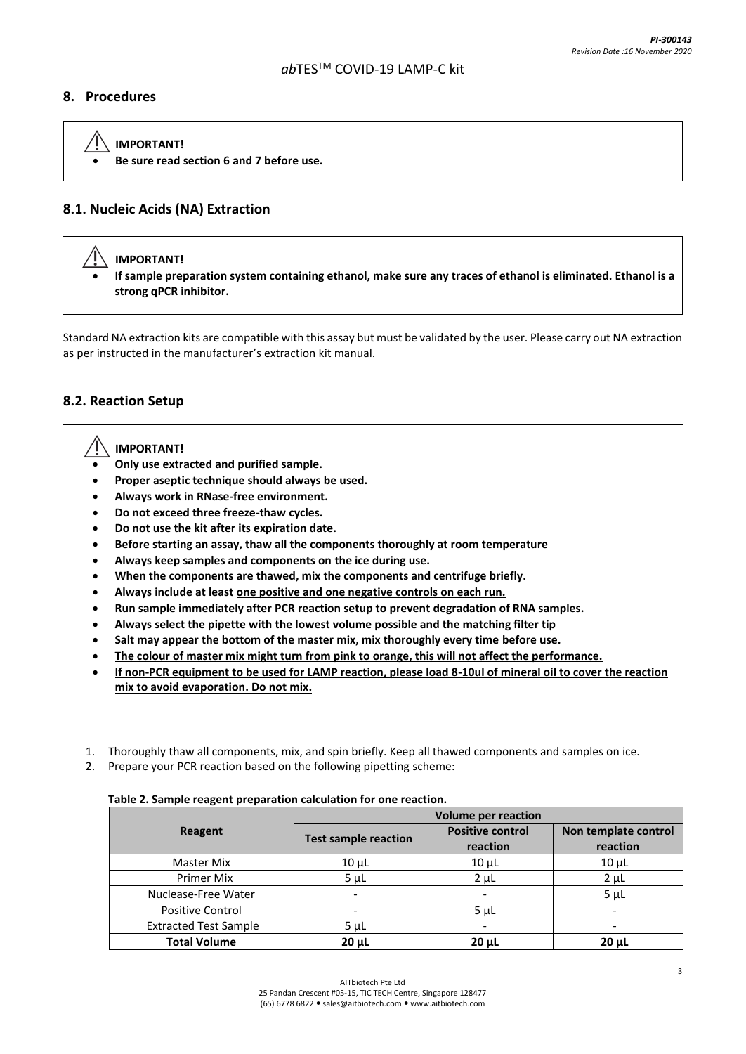## 8. Procedures

> **IMPORTANT!**
> - **Be sure read section 6 and 7 before use.**

### 8.1. Nucleic Acids (NA) Extraction

> **IMPORTANT!**
> - **If sample preparation system containing ethanol, make sure any traces of ethanol is eliminated. Ethanol is a strong qPCR inhibitor.**

Standard NA extraction kits are compatible with this assay but must be validated by the user. Please carry out NA extraction as per instructed in the manufacturer's extraction kit manual.

### 8.2. Reaction Setup

> **IMPORTANT!**
> - **Only use extracted and purified sample.**
> - **Proper aseptic technique should always be used.**
> - **Always work in RNase-free environment.**
> - **Do not exceed three freeze-thaw cycles.**
> - **Do not use the kit after its expiration date.**
> - **Before starting an assay, thaw all the components thoroughly at room temperature**
> - **Always keep samples and components on the ice during use.**
> - **When the components are thawed, mix the components and centrifuge briefly.**
> - **Always include at least <u>one positive and one negative controls on each run.</u>**
> - **Run sample immediately after PCR reaction setup to prevent degradation of RNA samples.**
> - **Always select the pipette with the lowest volume possible and the matching filter tip**
> - **<u>Salt may appear the bottom of the master mix, mix thoroughly every time before use.</u>**
> - **<u>The colour of master mix might turn from pink to orange, this will not affect the performance.</u>**
> - **<u>If non-PCR equipment to be used for LAMP reaction, please load 8-10ul of mineral oil to cover the reaction mix to avoid evaporation. Do not mix.</u>**

1. Thoroughly thaw all components, mix, and spin briefly. Keep all thawed components and samples on ice.
2. Prepare your PCR reaction based on the following pipetting scheme:

**Table 2. Sample reagent preparation calculation for one reaction.**

| Reagent | Volume per reaction | | |
|---|---|---|---|
| | Test sample reaction | Positive control reaction | Non template control reaction |
| Master Mix | 10 µL | 10 µL | 10 µL |
| Primer Mix | 5 µL | 2 µL | 2 µL |
| Nuclease-Free Water | - | - | 5 µL |
| Positive Control | - | 5 µL | - |
| Extracted Test Sample | 5 µL | - | - |
| **Total Volume** | **20 µL** | **20 µL** | **20 µL** |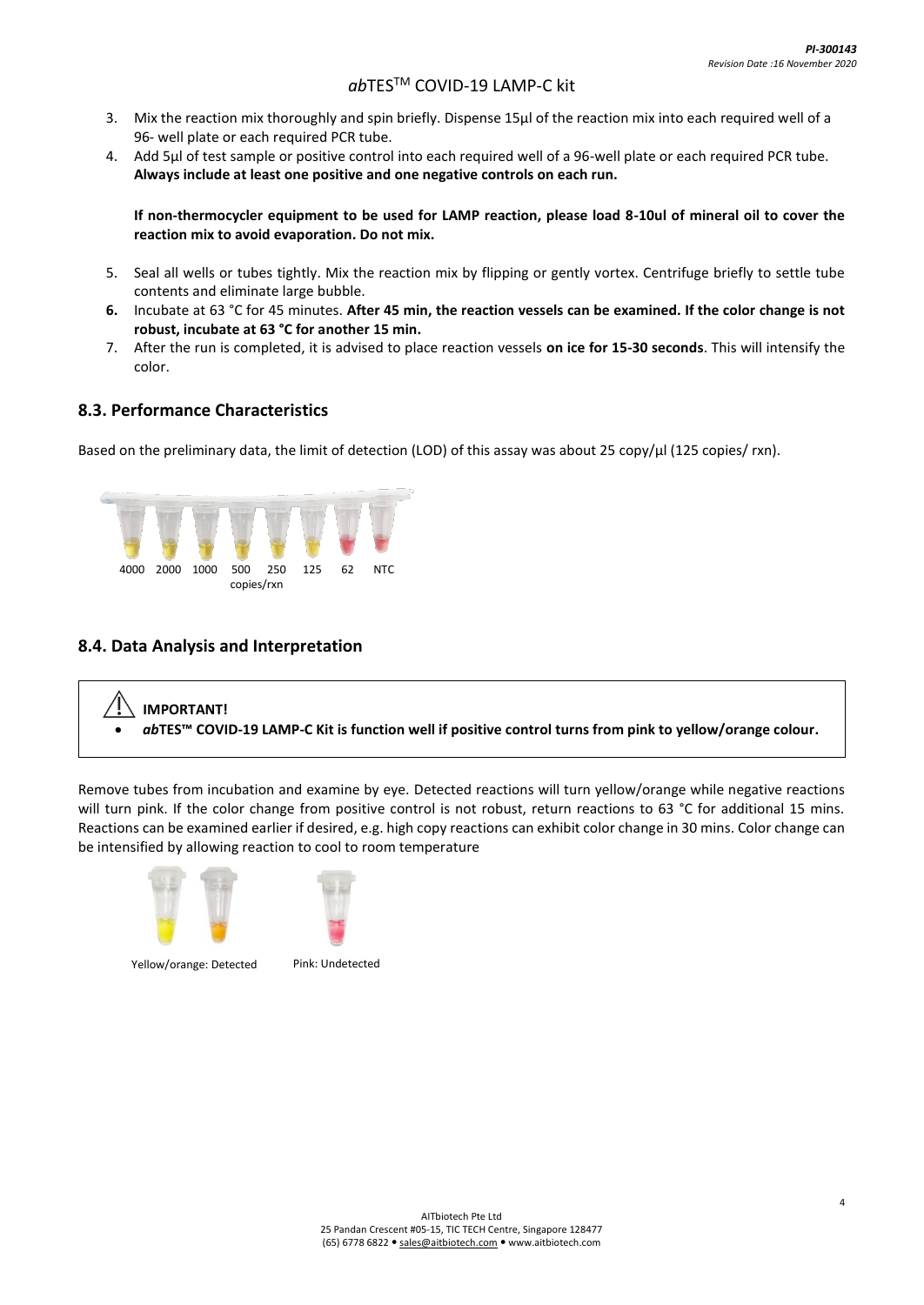3. Mix the reaction mix thoroughly and spin briefly. Dispense 15µl of the reaction mix into each required well of a 96- well plate or each required PCR tube.
4. Add 5µl of test sample or positive control into each required well of a 96-well plate or each required PCR tube. **Always include at least one positive and one negative controls on each run.**

   **If non-thermocycler equipment to be used for LAMP reaction, please load 8-10ul of mineral oil to cover the reaction mix to avoid evaporation. Do not mix.**

5. Seal all wells or tubes tightly. Mix the reaction mix by flipping or gently vortex. Centrifuge briefly to settle tube contents and eliminate large bubble.
6. Incubate at 63 °C for 45 minutes. **After 45 min, the reaction vessels can be examined. If the color change is not robust, incubate at 63 °C for another 15 min.**
7. After the run is completed, it is advised to place reaction vessels **on ice for 15-30 seconds**. This will intensify the color.

## 8.3. Performance Characteristics

Based on the preliminary data, the limit of detection (LOD) of this assay was about 25 copy/µl (125 copies/ rxn).

4000 2000 1000 500 250 125 62 NTC

copies/rxn

## 8.4. Data Analysis and Interpretation

> **IMPORTANT!**
>
> - ***ab*TES™ COVID-19 LAMP-C Kit is function well if positive control turns from pink to yellow/orange colour.**

Remove tubes from incubation and examine by eye. Detected reactions will turn yellow/orange while negative reactions will turn pink. If the color change from positive control is not robust, return reactions to 63 °C for additional 15 mins. Reactions can be examined earlier if desired, e.g. high copy reactions can exhibit color change in 30 mins. Color change can be intensified by allowing reaction to cool to room temperature

Yellow/orange: Detected    Pink: Undetected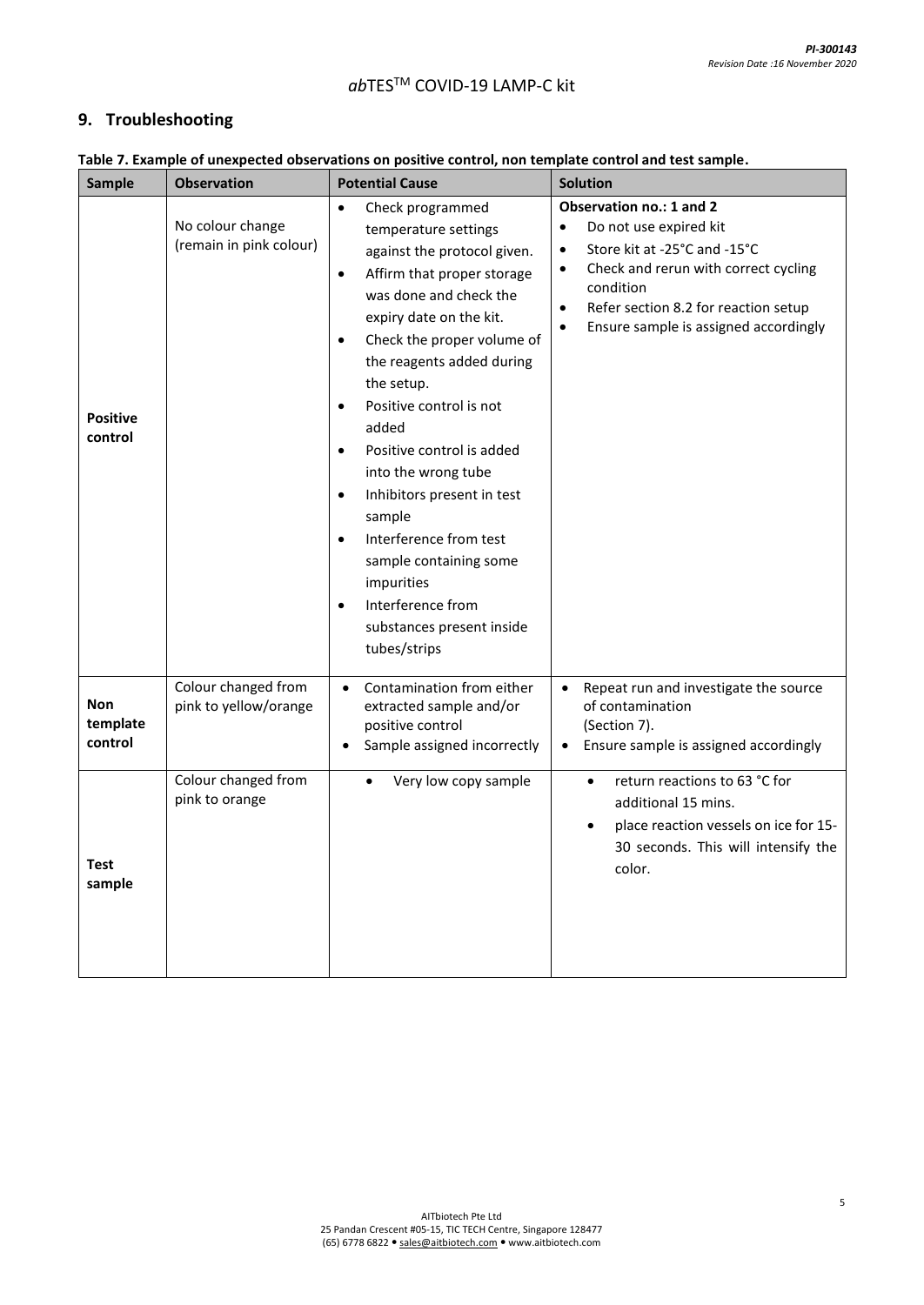## 9. Troubleshooting

**Table 7. Example of unexpected observations on positive control, non template control and test sample.**

| Sample | Observation | Potential Cause | Solution |
|---|---|---|---|
| **Positive control** | No colour change (remain in pink colour) | • Check programmed temperature settings against the protocol given.<br>• Affirm that proper storage was done and check the expiry date on the kit.<br>• Check the proper volume of the reagents added during the setup.<br>• Positive control is not added<br>• Positive control is added into the wrong tube<br>• Inhibitors present in test sample<br>• Interference from test sample containing some impurities<br>• Interference from substances present inside tubes/strips | **Observation no.: 1 and 2**<br>• Do not use expired kit<br>• Store kit at -25°C and -15°C<br>• Check and rerun with correct cycling condition<br>• Refer section 8.2 for reaction setup<br>• Ensure sample is assigned accordingly |
| **Non template control** | Colour changed from pink to yellow/orange | • Contamination from either extracted sample and/or positive control<br>• Sample assigned incorrectly | • Repeat run and investigate the source of contamination (Section 7).<br>• Ensure sample is assigned accordingly |
| **Test sample** | Colour changed from pink to orange | • Very low copy sample | • return reactions to 63 °C for additional 15 mins.<br>• place reaction vessels on ice for 15-30 seconds. This will intensify the color. |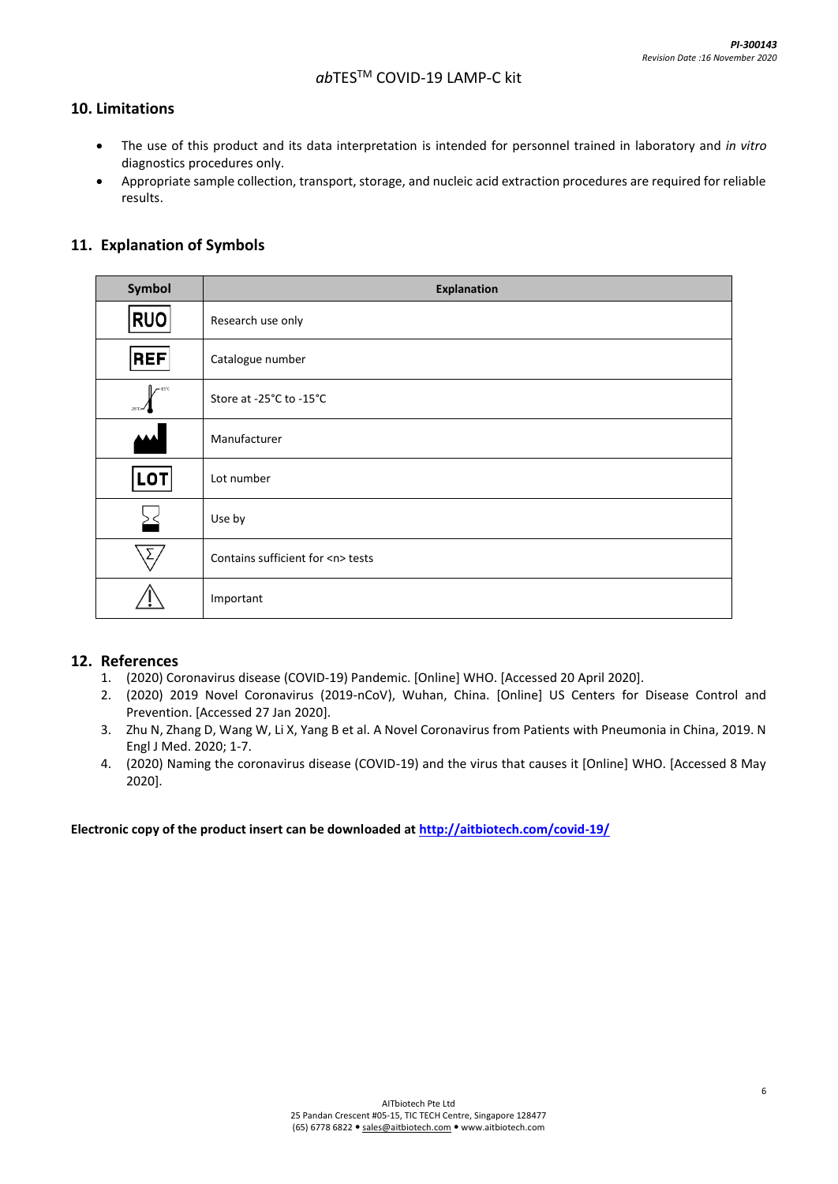## 10. Limitations

- The use of this product and its data interpretation is intended for personnel trained in laboratory and *in vitro* diagnostics procedures only.
- Appropriate sample collection, transport, storage, and nucleic acid extraction procedures are required for reliable results.

## 11. Explanation of Symbols

| Symbol | Explanation |
|---|---|
| RUO | Research use only |
| REF | Catalogue number |
| | Store at -25°C to -15°C |
| | Manufacturer |
| LOT | Lot number |
| | Use by |
| Σ | Contains sufficient for <n> tests |
| | Important |

## 12. References

1. (2020) Coronavirus disease (COVID-19) Pandemic. [Online] WHO. [Accessed 20 April 2020].
2. (2020) 2019 Novel Coronavirus (2019-nCoV), Wuhan, China. [Online] US Centers for Disease Control and Prevention. [Accessed 27 Jan 2020].
3. Zhu N, Zhang D, Wang W, Li X, Yang B et al. A Novel Coronavirus from Patients with Pneumonia in China, 2019. N Engl J Med. 2020; 1-7.
4. (2020) Naming the coronavirus disease (COVID-19) and the virus that causes it [Online] WHO. [Accessed 8 May 2020].

**Electronic copy of the product insert can be downloaded at [http://aitbiotech.com/covid-19/](http://aitbiotech.com/covid-19/)**